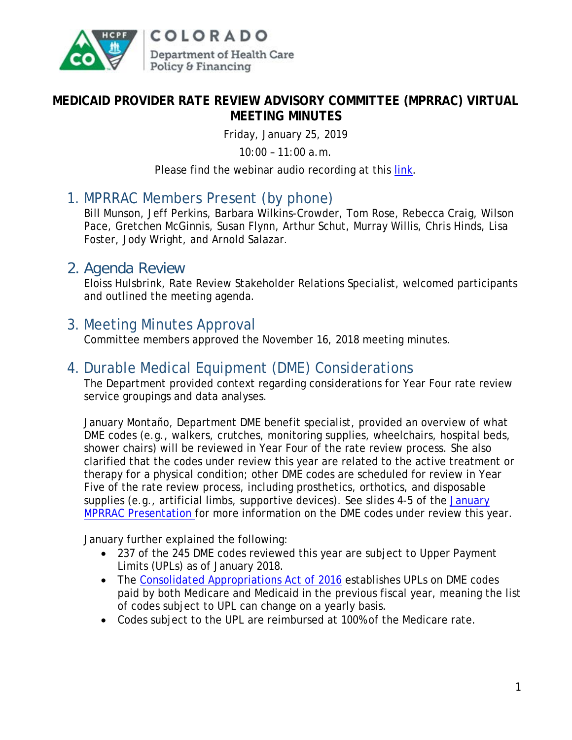# MEDICAID PROVIDER RATE REVIEW ADVISORY COMMITTEE (MPRRAC) VIRTUAL MEETING MINUTES

Friday, January 25, 2019

10:00 – 11:00 a.m.

Please find the webinar audio recording at this link.

## 1. MPRRAC Members Present (by phone)

Bill Munson, Jeff Perkins, Barbara Wilkins-Crowder, Tom Rose, Rebecca Craig, Wilson Pace, Gretchen McGinnis, Susan Flynn, Arthur Schut, Murray Willis, Chris Hinds, Lisa Foster, Jody Wright, and Arnold Salazar.

## 2. Agenda Review

Eloiss Hulsbrink, Rate Review Stakeholder Relations Specialist, welcomed participants and outlined the meeting agenda.

## 3. Meeting Minutes Approval

Committee members approved the November 16, 2018 meeting minutes.

## 4. Durable Medical Equipment (DME) Considerations

The Department provided context regarding considerations for Year Four rate review service groupings and data analyses.

January Montaño, Department DME benefit specialist, provided an overview of what DME codes (e.g., walkers, crutches, monitoring supplies, wheelchairs, hospital beds, shower chairs) will be reviewed in Year Four of the rate review process. She also clarified that the codes under review this year are related to the active treatment or therapy for a physical condition; other DME codes are scheduled for review in Year Five of the rate review process, including prosthetics, orthotics, and disposable supplies (e.g., artificial limbs, supportive devices). See slides 4-5 of the January MPRRAC Presentation for more information on the DME codes under review this year.

January further explained the following:

- 237 of the 245 DME codes reviewed this year are subject to Upper Payment Limits (UPLs) as of January 2018.
- The Consolidated Appropriations Act of 2016 establishes UPLs on DME codes paid by both Medicare and Medicaid in the previous fiscal year, meaning the list of codes subject to UPL can change on a yearly basis.
- Codes subject to the UPL are reimbursed at 100% of the Medicare rate.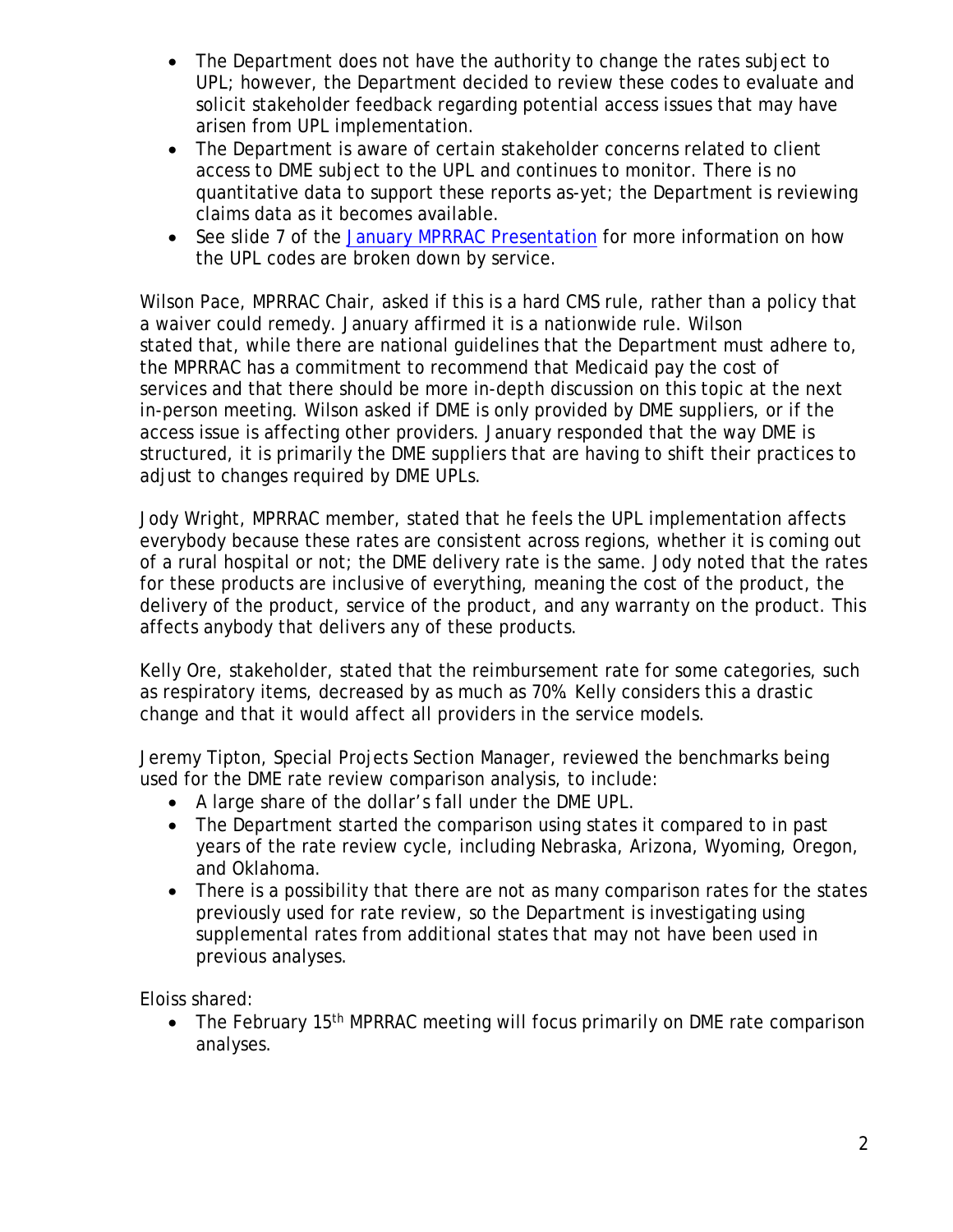- The Department does not have the authority to change the rates subject to UPL; however, the Department decided to review these codes to evaluate and solicit stakeholder feedback regarding potential access issues that may have arisen from UPL implementation.
- The Department is aware of certain stakeholder concerns related to client access to DME subject to the UPL and continues to monitor. There is no quantitative data to support these reports as-yet; the Department is reviewing claims data as it becomes available.
- See slide 7 of the [January MPRRAC Presentation]() for more information on how the UPL codes are broken down by service.

Wilson Pace, MPRRAC Chair, asked if this is a hard CMS rule, rather than a policy that a waiver could remedy. January affirmed it is a nationwide rule. Wilson stated that, while there are national guidelines that the Department must adhere to, the MPRRAC has a commitment to recommend that Medicaid pay the cost of services and that there should be more in-depth discussion on this topic at the next in-person meeting. Wilson asked if DME is only provided by DME suppliers, or if the access issue is affecting other providers. January responded that the way DME is structured, it is primarily the DME suppliers that are having to shift their practices to adjust to changes required by DME UPLs.

Jody Wright, MPRRAC member, stated that he feels the UPL implementation affects everybody because these rates are consistent across regions, whether it is coming out of a rural hospital or not; the DME delivery rate is the same. Jody noted that the rates for these products are inclusive of everything, meaning the cost of the product, the delivery of the product, service of the product, and any warranty on the product. This affects anybody that delivers any of these products.

Kelly Ore, stakeholder, stated that the reimbursement rate for some categories, such as respiratory items, decreased by as much as 70%. Kelly considers this a drastic change and that it would affect all providers in the service models.

Jeremy Tipton, Special Projects Section Manager, reviewed the benchmarks being used for the DME rate review comparison analysis, to include:

- A large share of the dollar's fall under the DME UPL.
- The Department started the comparison using states it compared to in past years of the rate review cycle, including Nebraska, Arizona, Wyoming, Oregon, and Oklahoma.
- There is a possibility that there are not as many comparison rates for the states previously used for rate review, so the Department is investigating using supplemental rates from additional states that may not have been used in previous analyses.

Eloiss shared:

- The February 15th MPRRAC meeting will focus primarily on DME rate comparison analyses.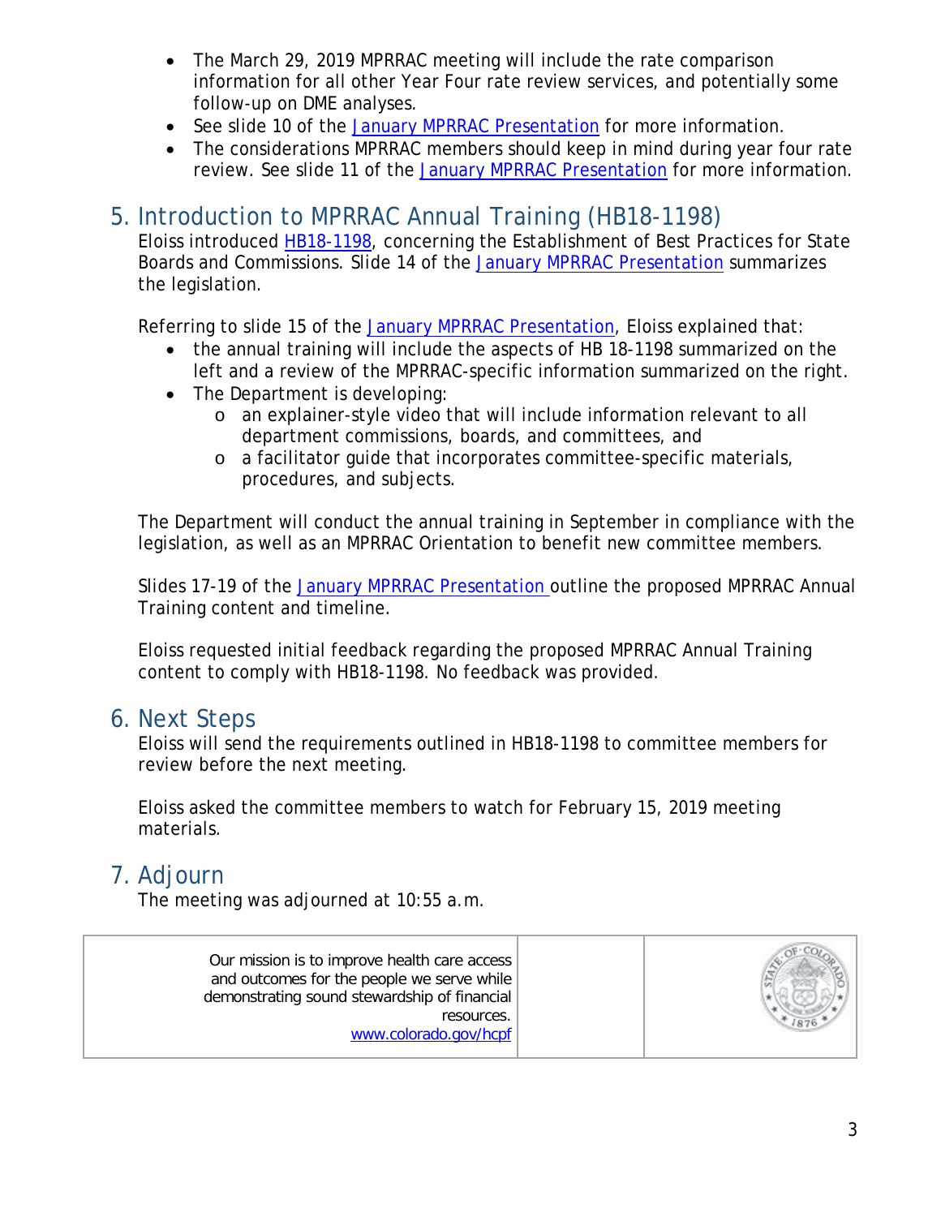- The March 29, 2019 MPRRAC meeting will include the rate comparison information for all other Year Four rate review services, and potentially some follow-up on DME analyses.
- See slide 10 of the January MPRRAC Presentation for more information.
- The considerations MPRRAC members should keep in mind during year four rate review. See slide 11 of the January MPRRAC Presentation for more information.

## 5. Introduction to MPRRAC Annual Training (HB18-1198)

Eloiss introduced HB18-1198, concerning the Establishment of Best Practices for State Boards and Commissions. Slide 14 of the January MPRRAC Presentation summarizes the legislation.

Referring to slide 15 of the January MPRRAC Presentation, Eloiss explained that:

- the annual training will include the aspects of HB 18-1198 summarized on the left and a review of the MPRRAC-specific information summarized on the right.
- The Department is developing:
  - an explainer-style video that will include information relevant to all department commissions, boards, and committees, and
  - a facilitator guide that incorporates committee-specific materials, procedures, and subjects.

The Department will conduct the annual training in September in compliance with the legislation, as well as an MPRRAC Orientation to benefit new committee members.

Slides 17-19 of the January MPRRAC Presentation outline the proposed MPRRAC Annual Training content and timeline.

Eloiss requested initial feedback regarding the proposed MPRRAC Annual Training content to comply with HB18-1198. No feedback was provided.

## 6. Next Steps

Eloiss will send the requirements outlined in HB18-1198 to committee members for review before the next meeting.

Eloiss asked the committee members to watch for February 15, 2019 meeting materials.

## 7. Adjourn

The meeting was adjourned at 10:55 a.m.

Our mission is to improve health care access and outcomes for the people we serve while demonstrating sound stewardship of financial resources.
www.colorado.gov/hcpf